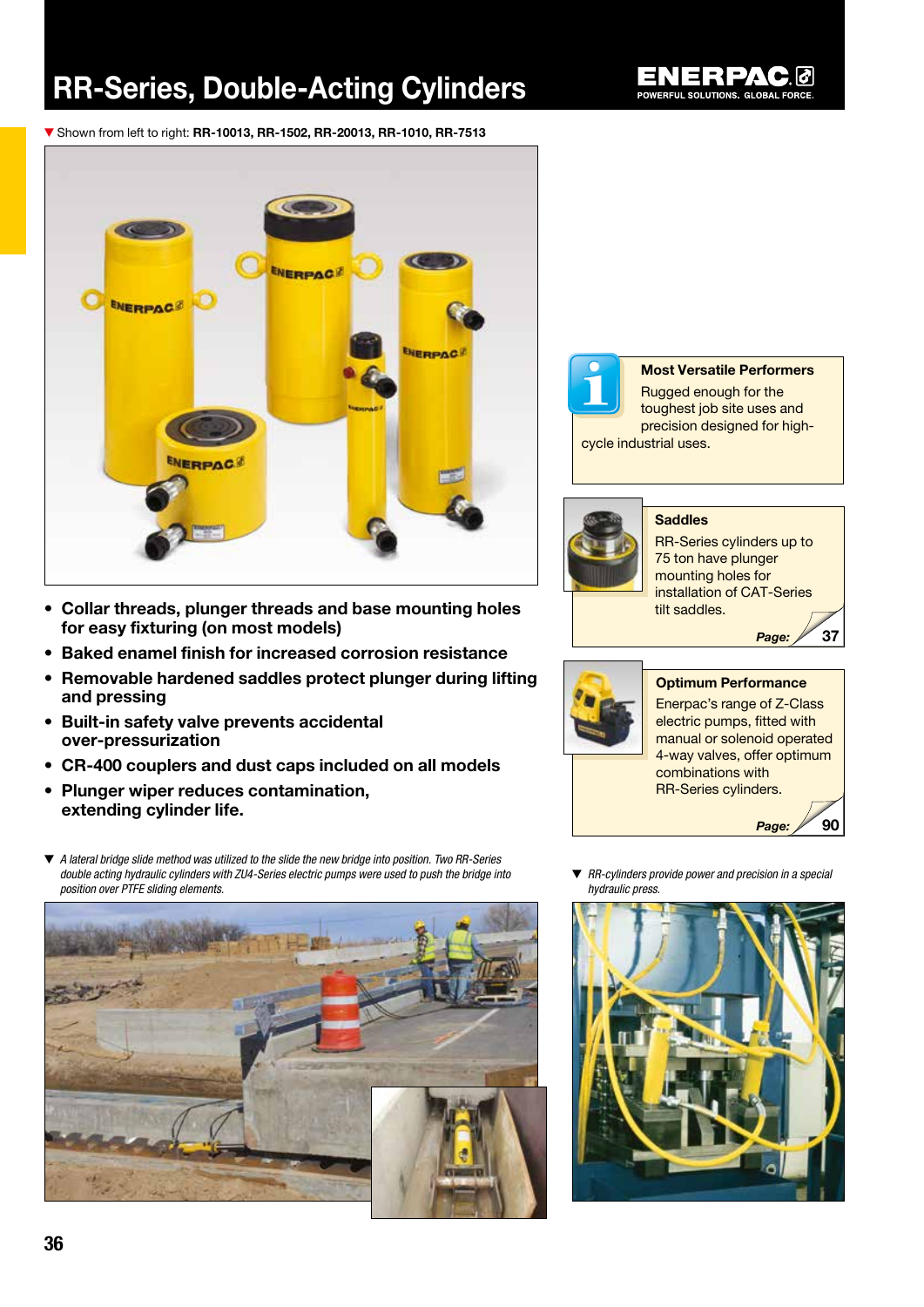# RR-Series, Double-Acting Cylinders

▼ Shown from left to right: **RR-10013, RR-1502, RR-20013, RR-1010, RR-7513**

- **Collar threads, plunger threads and base mounting holes for easy fixturing (on most models)**
- **Baked enamel finish for increased corrosion resistance**
- **Removable hardened saddles protect plunger during lifting and pressing**
- **Built-in safety valve prevents accidental over-pressurization**
- **CR-400 couplers and dust caps included on all models**
- **Plunger wiper reduces contamination, extending cylinder life.**

▼ *A lateral bridge slide method was utilized to the slide the new bridge into position. Two RR-Series double acting hydraulic cylinders with ZU4-Series electric pumps were used to push the bridge into position over PTFE sliding elements.*

**Most Versatile Performers**

Rugged enough for the toughest job site uses and precision designed for high-cycle industrial uses.

**Saddles**

RR-Series cylinders up to 75 ton have plunger mounting holes for installation of CAT-Series tilt saddles.

Page: 37

**Optimum Performance**

Enerpac's range of Z-Class electric pumps, fitted with manual or solenoid operated 4-way valves, offer optimum combinations with RR-Series cylinders.

Page: 90

▼ *RR-cylinders provide power and precision in a special hydraulic press.*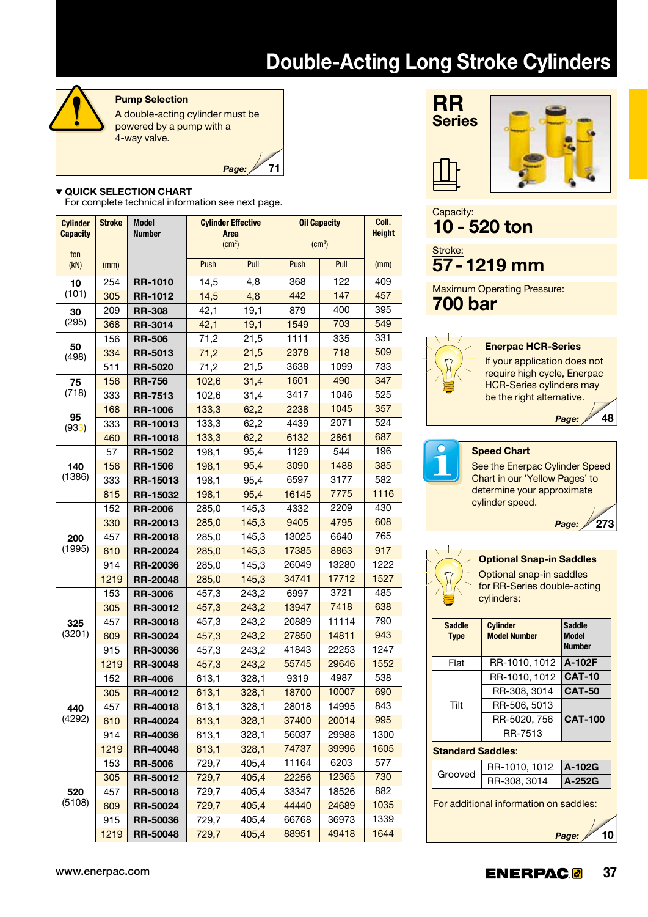# Double-Acting Long Stroke Cylinders

**Pump Selection**

A double-acting cylinder must be powered by a pump with a 4-way valve.

*Page:* 71

▼ **QUICK SELECTION CHART**

For complete technical information see next page.

| Cylinder Capacity ton (kN) | Stroke (mm) | Model Number | Cylinder Effective Area (cm²) | | Oil Capacity (cm³) | | Coll. Height (mm) |
|---|---|---|---|---|---|---|---|
| | | | Push | Pull | Push | Pull | |
| **10** (101) | 254 | **RR-1010** | 14,5 | 4,8 | 368 | 122 | 409 |
| | 305 | **RR-1012** | 14,5 | 4,8 | 442 | 147 | 457 |
| **30** (295) | 209 | **RR-308** | 42,1 | 19,1 | 879 | 400 | 395 |
| | 368 | **RR-3014** | 42,1 | 19,1 | 1549 | 703 | 549 |
| **50** (498) | 156 | **RR-506** | 71,2 | 21,5 | 1111 | 335 | 331 |
| | 334 | **RR-5013** | 71,2 | 21,5 | 2378 | 718 | 509 |
| | 511 | **RR-5020** | 71,2 | 21,5 | 3638 | 1099 | 733 |
| **75** (718) | 156 | **RR-756** | 102,6 | 31,4 | 1601 | 490 | 347 |
| | 333 | **RR-7513** | 102,6 | 31,4 | 3417 | 1046 | 525 |
| **95** (933) | 168 | **RR-1006** | 133,3 | 62,2 | 2238 | 1045 | 357 |
| | 333 | **RR-10013** | 133,3 | 62,2 | 4439 | 2071 | 524 |
| | 460 | **RR-10018** | 133,3 | 62,2 | 6132 | 2861 | 687 |
| **140** (1386) | 57 | **RR-1502** | 198,1 | 95,4 | 1129 | 544 | 196 |
| | 156 | **RR-1506** | 198,1 | 95,4 | 3090 | 1488 | 385 |
| | 333 | **RR-15013** | 198,1 | 95,4 | 6597 | 3177 | 582 |
| | 815 | **RR-15032** | 198,1 | 95,4 | 16145 | 7775 | 1116 |
| **200** (1995) | 152 | **RR-2006** | 285,0 | 145,3 | 4332 | 2209 | 430 |
| | 330 | **RR-20013** | 285,0 | 145,3 | 9405 | 4795 | 608 |
| | 457 | **RR-20018** | 285,0 | 145,3 | 13025 | 6640 | 765 |
| | 610 | **RR-20024** | 285,0 | 145,3 | 17385 | 8863 | 917 |
| | 914 | **RR-20036** | 285,0 | 145,3 | 26049 | 13280 | 1222 |
| | 1219 | **RR-20048** | 285,0 | 145,3 | 34741 | 17712 | 1527 |
| **325** (3201) | 153 | **RR-3006** | 457,3 | 243,2 | 6997 | 3721 | 485 |
| | 305 | **RR-30012** | 457,3 | 243,2 | 13947 | 7418 | 638 |
| | 457 | **RR-30018** | 457,3 | 243,2 | 20889 | 11114 | 790 |
| | 609 | **RR-30024** | 457,3 | 243,2 | 27850 | 14811 | 943 |
| | 915 | **RR-30036** | 457,3 | 243,2 | 41843 | 22253 | 1247 |
| | 1219 | **RR-30048** | 457,3 | 243,2 | 55745 | 29646 | 1552 |
| **440** (4292) | 152 | **RR-4006** | 613,1 | 328,1 | 9319 | 4987 | 538 |
| | 305 | **RR-40012** | 613,1 | 328,1 | 18700 | 10007 | 690 |
| | 457 | **RR-40018** | 613,1 | 328,1 | 28018 | 14995 | 843 |
| | 610 | **RR-40024** | 613,1 | 328,1 | 37400 | 20014 | 995 |
| | 914 | **RR-40036** | 613,1 | 328,1 | 56037 | 29988 | 1300 |
| | 1219 | **RR-40048** | 613,1 | 328,1 | 74737 | 39996 | 1605 |
| **520** (5108) | 153 | **RR-5006** | 729,7 | 405,4 | 11164 | 6203 | 577 |
| | 305 | **RR-50012** | 729,7 | 405,4 | 22256 | 12365 | 730 |
| | 457 | **RR-50018** | 729,7 | 405,4 | 33347 | 18526 | 882 |
| | 609 | **RR-50024** | 729,7 | 405,4 | 44440 | 24689 | 1035 |
| | 915 | **RR-50036** | 729,7 | 405,4 | 66768 | 36973 | 1339 |
| | 1219 | **RR-50048** | 729,7 | 405,4 | 88951 | 49418 | 1644 |

# RR Series

Capacity:
**10 - 520 ton**

Stroke:
**57 - 1219 mm**

Maximum Operating Pressure:
**700 bar**

**Enerpac HCR-Series**

If your application does not require high cycle, Enerpac HCR-Series cylinders may be the right alternative.

*Page:* 48

**Speed Chart**

See the Enerpac Cylinder Speed Chart in our 'Yellow Pages' to determine your approximate cylinder speed.

*Page:* 273

**Optional Snap-in Saddles**

Optional snap-in saddles for RR-Series double-acting cylinders:

| Saddle Type | Cylinder Model Number | Saddle Model Number |
|---|---|---|
| Flat | RR-1010, 1012 | **A-102F** |
| Tilt | RR-1010, 1012 | **CAT-10** |
| | RR-308, 3014 | **CAT-50** |
| | RR-506, 5013 | **CAT-100** |
| | RR-5020, 756 | |
| | RR-7513 | |

**Standard Saddles**:

| | | |
|---|---|---|
| Grooved | RR-1010, 1012 | **A-102G** |
| | RR-308, 3014 | **A-252G** |

For additional information on saddles:

*Page:* 10

www.enerpac.com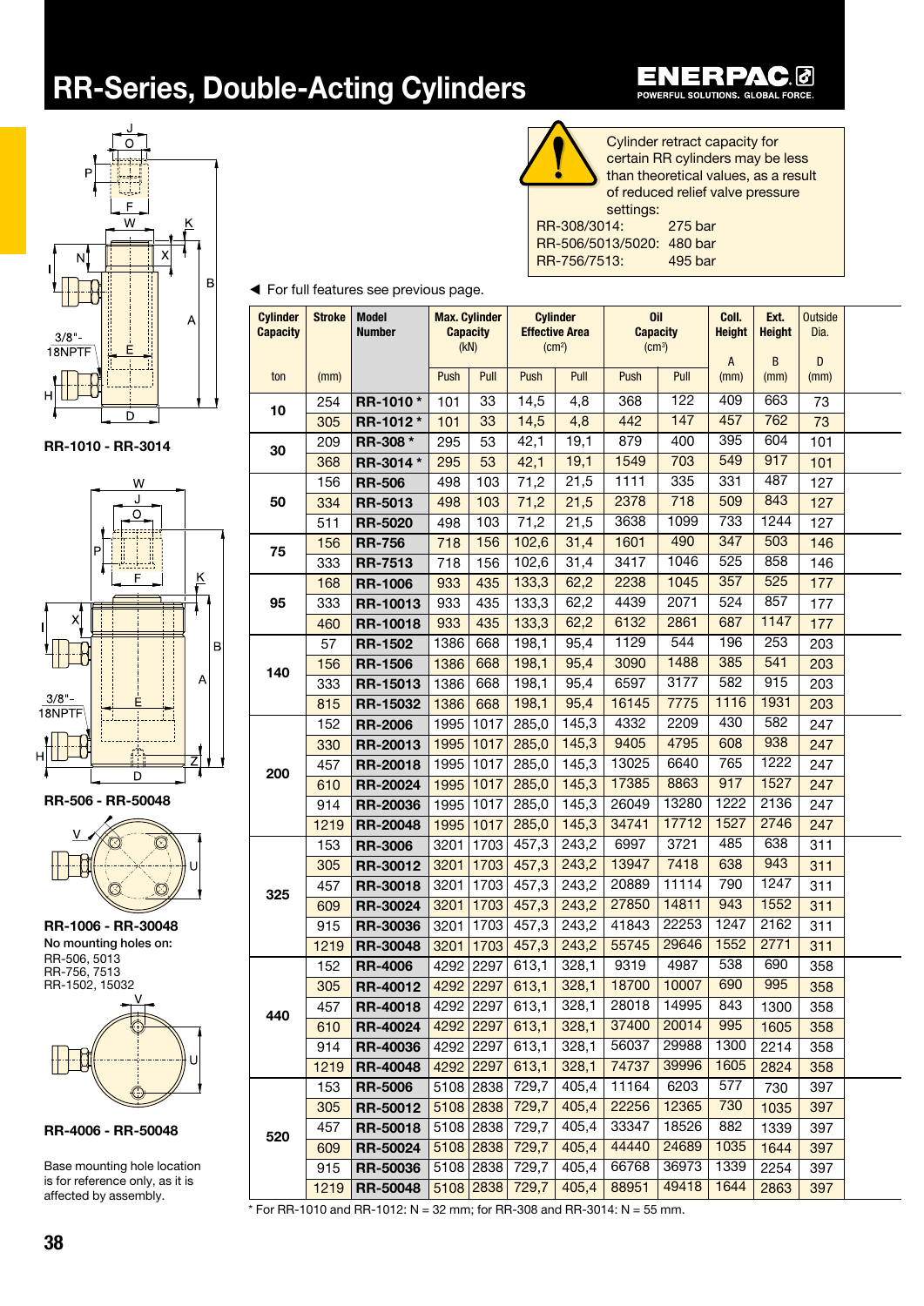# RR-Series, Double-Acting Cylinders

RR-1010 - RR-3014

RR-506 - RR-50048

RR-1006 - RR-30048

**No mounting holes on:**
RR-506, 5013
RR-756, 7513
RR-1502, 15032

RR-4006 - RR-50048

Base mounting hole location is for reference only, as it is affected by assembly.

Cylinder retract capacity for certain RR cylinders may be less than theoretical values, as a result of reduced relief valve pressure settings:

RR-308/3014: 275 bar
RR-506/5013/5020: 480 bar
RR-756/7513: 495 bar

◄ For full features see previous page.

| Cylinder Capacity | Stroke | Model Number | Max. Cylinder Capacity (kN) | | Cylinder Effective Area (cm²) | | Oil Capacity (cm³) | | Coll. Height A | Ext. Height B | Outside Dia. D |
|---|---|---|---|---|---|---|---|---|---|---|---|
| ton | (mm) | | Push | Pull | Push | Pull | Push | Pull | (mm) | (mm) | (mm) |
| 10 | 254 | **RR-1010 \*** | 101 | 33 | 14,5 | 4,8 | 368 | 122 | 409 | 663 | 73 |
| | 305 | **RR-1012 \*** | 101 | 33 | 14,5 | 4,8 | 442 | 147 | 457 | 762 | 73 |
| 30 | 209 | **RR-308 \*** | 295 | 53 | 42,1 | 19,1 | 879 | 400 | 395 | 604 | 101 |
| | 368 | **RR-3014 \*** | 295 | 53 | 42,1 | 19,1 | 1549 | 703 | 549 | 917 | 101 |
| 50 | 156 | **RR-506** | 498 | 103 | 71,2 | 21,5 | 1111 | 335 | 331 | 487 | 127 |
| | 334 | **RR-5013** | 498 | 103 | 71,2 | 21,5 | 2378 | 718 | 509 | 843 | 127 |
| | 511 | **RR-5020** | 498 | 103 | 71,2 | 21,5 | 3638 | 1099 | 733 | 1244 | 127 |
| 75 | 156 | **RR-756** | 718 | 156 | 102,6 | 31,4 | 1601 | 490 | 347 | 503 | 146 |
| | 333 | **RR-7513** | 718 | 156 | 102,6 | 31,4 | 3417 | 1046 | 525 | 858 | 146 |
| 95 | 168 | **RR-1006** | 933 | 435 | 133,3 | 62,2 | 2238 | 1045 | 357 | 525 | 177 |
| | 333 | **RR-10013** | 933 | 435 | 133,3 | 62,2 | 4439 | 2071 | 524 | 857 | 177 |
| | 460 | **RR-10018** | 933 | 435 | 133,3 | 62,2 | 6132 | 2861 | 687 | 1147 | 177 |
| 140 | 57 | **RR-1502** | 1386 | 668 | 198,1 | 95,4 | 1129 | 544 | 196 | 253 | 203 |
| | 156 | **RR-1506** | 1386 | 668 | 198,1 | 95,4 | 3090 | 1488 | 385 | 541 | 203 |
| | 333 | **RR-15013** | 1386 | 668 | 198,1 | 95,4 | 6597 | 3177 | 582 | 915 | 203 |
| | 815 | **RR-15032** | 1386 | 668 | 198,1 | 95,4 | 16145 | 7775 | 1116 | 1931 | 203 |
| 200 | 152 | **RR-2006** | 1995 | 1017 | 285,0 | 145,3 | 4332 | 2209 | 430 | 582 | 247 |
| | 330 | **RR-20013** | 1995 | 1017 | 285,0 | 145,3 | 9405 | 4795 | 608 | 938 | 247 |
| | 457 | **RR-20018** | 1995 | 1017 | 285,0 | 145,3 | 13025 | 6640 | 765 | 1222 | 247 |
| | 610 | **RR-20024** | 1995 | 1017 | 285,0 | 145,3 | 17385 | 8863 | 917 | 1527 | 247 |
| | 914 | **RR-20036** | 1995 | 1017 | 285,0 | 145,3 | 26049 | 13280 | 1222 | 2136 | 247 |
| | 1219 | **RR-20048** | 1995 | 1017 | 285,0 | 145,3 | 34741 | 17712 | 1527 | 2746 | 247 |
| 325 | 153 | **RR-3006** | 3201 | 1703 | 457,3 | 243,2 | 6997 | 3721 | 485 | 638 | 311 |
| | 305 | **RR-30012** | 3201 | 1703 | 457,3 | 243,2 | 13947 | 7418 | 638 | 943 | 311 |
| | 457 | **RR-30018** | 3201 | 1703 | 457,3 | 243,2 | 20889 | 11114 | 790 | 1247 | 311 |
| | 609 | **RR-30024** | 3201 | 1703 | 457,3 | 243,2 | 27850 | 14811 | 943 | 1552 | 311 |
| | 915 | **RR-30036** | 3201 | 1703 | 457,3 | 243,2 | 41843 | 22253 | 1247 | 2162 | 311 |
| | 1219 | **RR-30048** | 3201 | 1703 | 457,3 | 243,2 | 55745 | 29646 | 1552 | 2771 | 311 |
| 440 | 152 | **RR-4006** | 4292 | 2297 | 613,1 | 328,1 | 9319 | 4987 | 538 | 690 | 358 |
| | 305 | **RR-40012** | 4292 | 2297 | 613,1 | 328,1 | 18700 | 10007 | 690 | 995 | 358 |
| | 457 | **RR-40018** | 4292 | 2297 | 613,1 | 328,1 | 28018 | 14995 | 843 | 1300 | 358 |
| | 610 | **RR-40024** | 4292 | 2297 | 613,1 | 328,1 | 37400 | 20014 | 995 | 1605 | 358 |
| | 914 | **RR-40036** | 4292 | 2297 | 613,1 | 328,1 | 56037 | 29988 | 1300 | 2214 | 358 |
| | 1219 | **RR-40048** | 4292 | 2297 | 613,1 | 328,1 | 74737 | 39996 | 1605 | 2824 | 358 |
| 520 | 153 | **RR-5006** | 5108 | 2838 | 729,7 | 405,4 | 11164 | 6203 | 577 | 730 | 397 |
| | 305 | **RR-50012** | 5108 | 2838 | 729,7 | 405,4 | 22256 | 12365 | 730 | 1035 | 397 |
| | 457 | **RR-50018** | 5108 | 2838 | 729,7 | 405,4 | 33347 | 18526 | 882 | 1339 | 397 |
| | 609 | **RR-50024** | 5108 | 2838 | 729,7 | 405,4 | 44440 | 24689 | 1035 | 1644 | 397 |
| | 915 | **RR-50036** | 5108 | 2838 | 729,7 | 405,4 | 66768 | 36973 | 1339 | 2254 | 397 |
| | 1219 | **RR-50048** | 5108 | 2838 | 729,7 | 405,4 | 88951 | 49418 | 1644 | 2863 | 397 |

\* For RR-1010 and RR-1012: N = 32 mm; for RR-308 and RR-3014: N = 55 mm.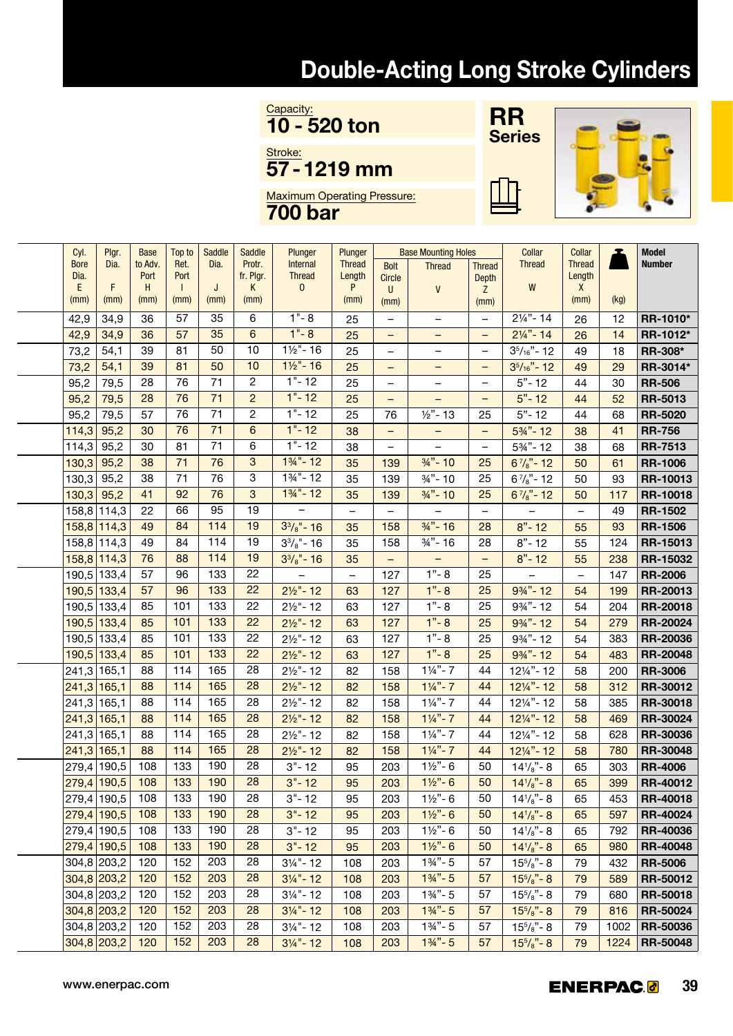# Double-Acting Long Stroke Cylinders

Capacity:
**10 - 520 ton**

Stroke:
**57 - 1219 mm**

Maximum Operating Pressure:
**700 bar**

**RR Series**

| Cyl. Bore Dia. E (mm) | Plgr. Dia. F (mm) | Base to Adv. Port H (mm) | Top to Ret. Port I (mm) | Saddle Dia. J (mm) | Saddle Protr. fr. Plgr. K (mm) | Plunger Internal Thread O | Plunger Thread Length P (mm) | Base Mounting Holes: Bolt Circle U (mm) | Base Mounting Holes: Thread V | Base Mounting Holes: Thread Depth Z (mm) | Collar Thread W | Collar Thread Length X (mm) | (kg) | Model Number |
|---|---|---|---|---|---|---|---|---|---|---|---|---|---|---|
| 42,9 | 34,9 | 36 | 57 | 35 | 6 | 1"- 8 | 25 | – | – | – | 2¼"- 14 | 26 | 12 | **RR-1010*** |
| 42,9 | 34,9 | 36 | 57 | 35 | 6 | 1"- 8 | 25 | – | – | – | 2¼"- 14 | 26 | 14 | **RR-1012*** |
| 73,2 | 54,1 | 39 | 81 | 50 | 10 | 1½"- 16 | 25 | – | – | – | 3⁵/₁₆"- 12 | 49 | 18 | **RR-308*** |
| 73,2 | 54,1 | 39 | 81 | 50 | 10 | 1½"- 16 | 25 | – | – | – | 3⁵/₁₆"- 12 | 49 | 29 | **RR-3014*** |
| 95,2 | 79,5 | 28 | 76 | 71 | 2 | 1"- 12 | 25 | – | – | – | 5"- 12 | 44 | 30 | **RR-506** |
| 95,2 | 79,5 | 28 | 76 | 71 | 2 | 1"- 12 | 25 | – | – | – | 5"- 12 | 44 | 52 | **RR-5013** |
| 95,2 | 79,5 | 57 | 76 | 71 | 2 | 1"- 12 | 25 | 76 | ½"- 13 | 25 | 5"- 12 | 44 | 68 | **RR-5020** |
| 114,3 | 95,2 | 30 | 76 | 71 | 6 | 1"- 12 | 38 | – | – | – | 5¾"- 12 | 38 | 41 | **RR-756** |
| 114,3 | 95,2 | 30 | 81 | 71 | 6 | 1"- 12 | 38 | – | – | – | 5¾"- 12 | 38 | 68 | **RR-7513** |
| 130,3 | 95,2 | 38 | 71 | 76 | 3 | 1¾"- 12 | 35 | 139 | ¾"- 10 | 25 | 6⁷/₈"- 12 | 50 | 61 | **RR-1006** |
| 130,3 | 95,2 | 38 | 71 | 76 | 3 | 1¾"- 12 | 35 | 139 | ¾"- 10 | 25 | 6⁷/₈"- 12 | 50 | 93 | **RR-10013** |
| 130,3 | 95,2 | 41 | 92 | 76 | 3 | 1¾"- 12 | 35 | 139 | ¾"- 10 | 25 | 6⁷/₈"- 12 | 50 | 117 | **RR-10018** |
| 158,8 | 114,3 | 22 | 66 | 95 | 19 | – | – | – | – | – | – | – | 49 | **RR-1502** |
| 158,8 | 114,3 | 49 | 84 | 114 | 19 | 3³/₈"- 16 | 35 | 158 | ¾"- 16 | 28 | 8"- 12 | 55 | 93 | **RR-1506** |
| 158,8 | 114,3 | 49 | 84 | 114 | 19 | 3³/₈"- 16 | 35 | 158 | ¾"- 16 | 28 | 8"- 12 | 55 | 124 | **RR-15013** |
| 158,8 | 114,3 | 76 | 88 | 114 | 19 | 3³/₈"- 16 | 35 | – | – | – | 8"- 12 | 55 | 238 | **RR-15032** |
| 190,5 | 133,4 | 57 | 96 | 133 | 22 | – | – | 127 | 1"- 8 | 25 | – | – | 147 | **RR-2006** |
| 190,5 | 133,4 | 57 | 96 | 133 | 22 | 2½"- 12 | 63 | 127 | 1"- 8 | 25 | 9¾"- 12 | 54 | 199 | **RR-20013** |
| 190,5 | 133,4 | 85 | 101 | 133 | 22 | 2½"- 12 | 63 | 127 | 1"- 8 | 25 | 9¾"- 12 | 54 | 204 | **RR-20018** |
| 190,5 | 133,4 | 85 | 101 | 133 | 22 | 2½"- 12 | 63 | 127 | 1"- 8 | 25 | 9¾"- 12 | 54 | 279 | **RR-20024** |
| 190,5 | 133,4 | 85 | 101 | 133 | 22 | 2½"- 12 | 63 | 127 | 1"- 8 | 25 | 9¾"- 12 | 54 | 383 | **RR-20036** |
| 190,5 | 133,4 | 85 | 101 | 133 | 22 | 2½"- 12 | 63 | 127 | 1"- 8 | 25 | 9¾"- 12 | 54 | 483 | **RR-20048** |
| 241,3 | 165,1 | 88 | 114 | 165 | 28 | 2½"- 12 | 82 | 158 | 1¼"- 7 | 44 | 12¼"- 12 | 58 | 200 | **RR-3006** |
| 241,3 | 165,1 | 88 | 114 | 165 | 28 | 2½"- 12 | 82 | 158 | 1¼"- 7 | 44 | 12¼"- 12 | 58 | 312 | **RR-30012** |
| 241,3 | 165,1 | 88 | 114 | 165 | 28 | 2½"- 12 | 82 | 158 | 1¼"- 7 | 44 | 12¼"- 12 | 58 | 385 | **RR-30018** |
| 241,3 | 165,1 | 88 | 114 | 165 | 28 | 2½"- 12 | 82 | 158 | 1¼"- 7 | 44 | 12¼"- 12 | 58 | 469 | **RR-30024** |
| 241,3 | 165,1 | 88 | 114 | 165 | 28 | 2½"- 12 | 82 | 158 | 1¼"- 7 | 44 | 12¼"- 12 | 58 | 628 | **RR-30036** |
| 241,3 | 165,1 | 88 | 114 | 165 | 28 | 2½"- 12 | 82 | 158 | 1¼"- 7 | 44 | 12¼"- 12 | 58 | 780 | **RR-30048** |
| 279,4 | 190,5 | 108 | 133 | 190 | 28 | 3"- 12 | 95 | 203 | 1½"- 6 | 50 | 14¹/₈"- 8 | 65 | 303 | **RR-4006** |
| 279,4 | 190,5 | 108 | 133 | 190 | 28 | 3"- 12 | 95 | 203 | 1½"- 6 | 50 | 14¹/₈"- 8 | 65 | 399 | **RR-40012** |
| 279,4 | 190,5 | 108 | 133 | 190 | 28 | 3"- 12 | 95 | 203 | 1½"- 6 | 50 | 14¹/₈"- 8 | 65 | 453 | **RR-40018** |
| 279,4 | 190,5 | 108 | 133 | 190 | 28 | 3"- 12 | 95 | 203 | 1½"- 6 | 50 | 14¹/₈"- 8 | 65 | 597 | **RR-40024** |
| 279,4 | 190,5 | 108 | 133 | 190 | 28 | 3"- 12 | 95 | 203 | 1½"- 6 | 50 | 14¹/₈"- 8 | 65 | 792 | **RR-40036** |
| 279,4 | 190,5 | 108 | 133 | 190 | 28 | 3"- 12 | 95 | 203 | 1½"- 6 | 50 | 14¹/₈"- 8 | 65 | 980 | **RR-40048** |
| 304,8 | 203,2 | 120 | 152 | 203 | 28 | 3¼"- 12 | 108 | 203 | 1¾"- 5 | 57 | 15⁵/₈"- 8 | 79 | 432 | **RR-5006** |
| 304,8 | 203,2 | 120 | 152 | 203 | 28 | 3¼"- 12 | 108 | 203 | 1¾"- 5 | 57 | 15⁵/₈"- 8 | 79 | 589 | **RR-50012** |
| 304,8 | 203,2 | 120 | 152 | 203 | 28 | 3¼"- 12 | 108 | 203 | 1¾"- 5 | 57 | 15⁵/₈"- 8 | 79 | 680 | **RR-50018** |
| 304,8 | 203,2 | 120 | 152 | 203 | 28 | 3¼"- 12 | 108 | 203 | 1¾"- 5 | 57 | 15⁵/₈"- 8 | 79 | 816 | **RR-50024** |
| 304,8 | 203,2 | 120 | 152 | 203 | 28 | 3¼"- 12 | 108 | 203 | 1¾"- 5 | 57 | 15⁵/₈"- 8 | 79 | 1002 | **RR-50036** |
| 304,8 | 203,2 | 120 | 152 | 203 | 28 | 3¼"- 12 | 108 | 203 | 1¾"- 5 | 57 | 15⁵/₈"- 8 | 79 | 1224 | **RR-50048** |

www.enerpac.com

ENERPAC